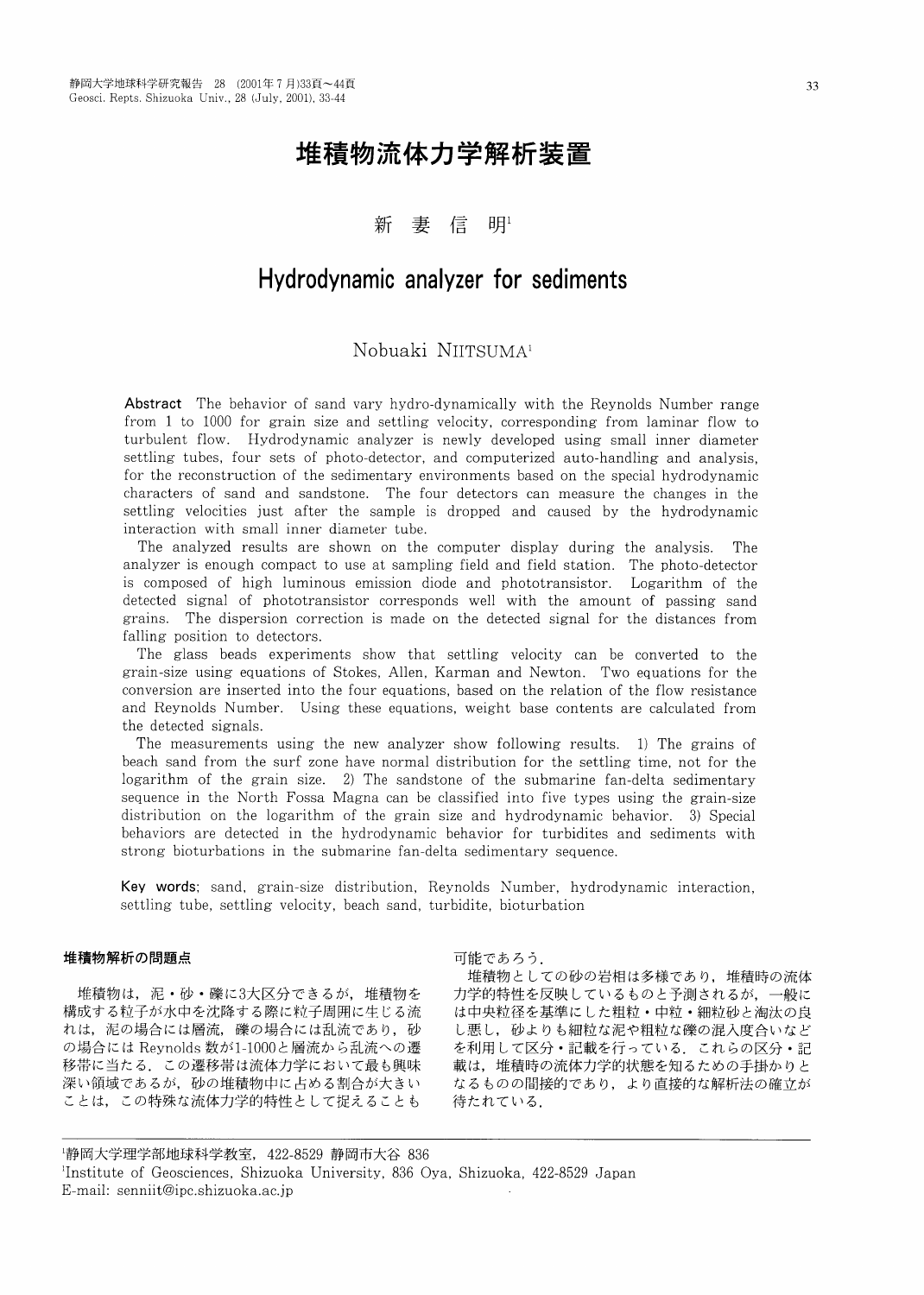# 堆積物流体力学解析装置

新 妻 信 明[1]

# Hydrodynamic analyzer for sediments

Nobuaki NIITSUMA[1]

**Abstract** The behavior of sand vary hydro-dynamically with the Reynolds Number range from 1 to 1000 for grain size and settling velocity, corresponding from laminar flow to turbulent flow. Hydrodynamic analyzer is newly developed using small inner diameter settling tubes, four sets of photo-detector, and computerized auto-handling and analysis, for the reconstruction of the sedimentary environments based on the special hydrodynamic characters of sand and sandstone. The four detectors can measure the changes in the settling velocities just after the sample is dropped and caused by the hydrodynamic interaction with small inner diameter tube.

The analyzed results are shown on the computer display during the analysis. The analyzer is enough compact to use at sampling field and field station. The photo-detector is composed of high luminous emission diode and phototransistor. Logarithm of the detected signal of phototransistor corresponds well with the amount of passing sand grains. The dispersion correction is made on the detected signal for the distances from falling position to detectors.

The glass beads experiments show that settling velocity can be converted to the grain-size using equations of Stokes, Allen, Karman and Newton. Two equations for the conversion are inserted into the four equations, based on the relation of the flow resistance and Reynolds Number. Using these equations, weight base contents are calculated from the detected signals.

The measurements using the new analyzer show following results. 1) The grains of beach sand from the surf zone have normal distribution for the settling time, not for the logarithm of the grain size. 2) The sandstone of the submarine fan-delta sedimentary sequence in the North Fossa Magna can be classified into five types using the grain-size distribution on the logarithm of the grain size and hydrodynamic behavior. 3) Special behaviors are detected in the hydrodynamic behavior for turbidites and sediments with strong bioturbations in the submarine fan-delta sedimentary sequence.

**Key words**; sand, grain-size distribution, Reynolds Number, hydrodynamic interaction, settling tube, settling velocity, beach sand, turbidite, bioturbation

## 堆積物解析の問題点

堆積物は，泥・砂・礫に3大区分できるが，堆積物を構成する粒子が水中を沈降する際に粒子周囲に生じる流れは，泥の場合には層流，礫の場合には乱流であり，砂の場合には Reynolds 数が1-1000と層流から乱流への遷移帯に当たる．この遷移帯は流体力学において最も興味深い領域であるが，砂の堆積物中に占める割合が大きいことは，この特殊な流体力学的特性として捉えることも可能であろう．

堆積物としての砂の岩相は多様であり，堆積時の流体力学的特性を反映しているものと予測されるが，一般には中央粒径を基準にした粗粒・中粒・細粒砂と淘汰の良し悪し，砂よりも細粒な泥や粗粒な礫の混入度合いなどを利用して区分・記載を行っている．これらの区分・記載は，堆積時の流体力学的状態を知るための手掛かりとなるものの間接的であり，より直接的な解析法の確立が待たれている．

---

[1]静岡大学理学部地球科学教室，422-8529 静岡市大谷 836

[1]Institute of Geosciences, Shizuoka University, 836 Oya, Shizuoka, 422-8529 Japan

E-mail: senniit@ipc.shizuoka.ac.jp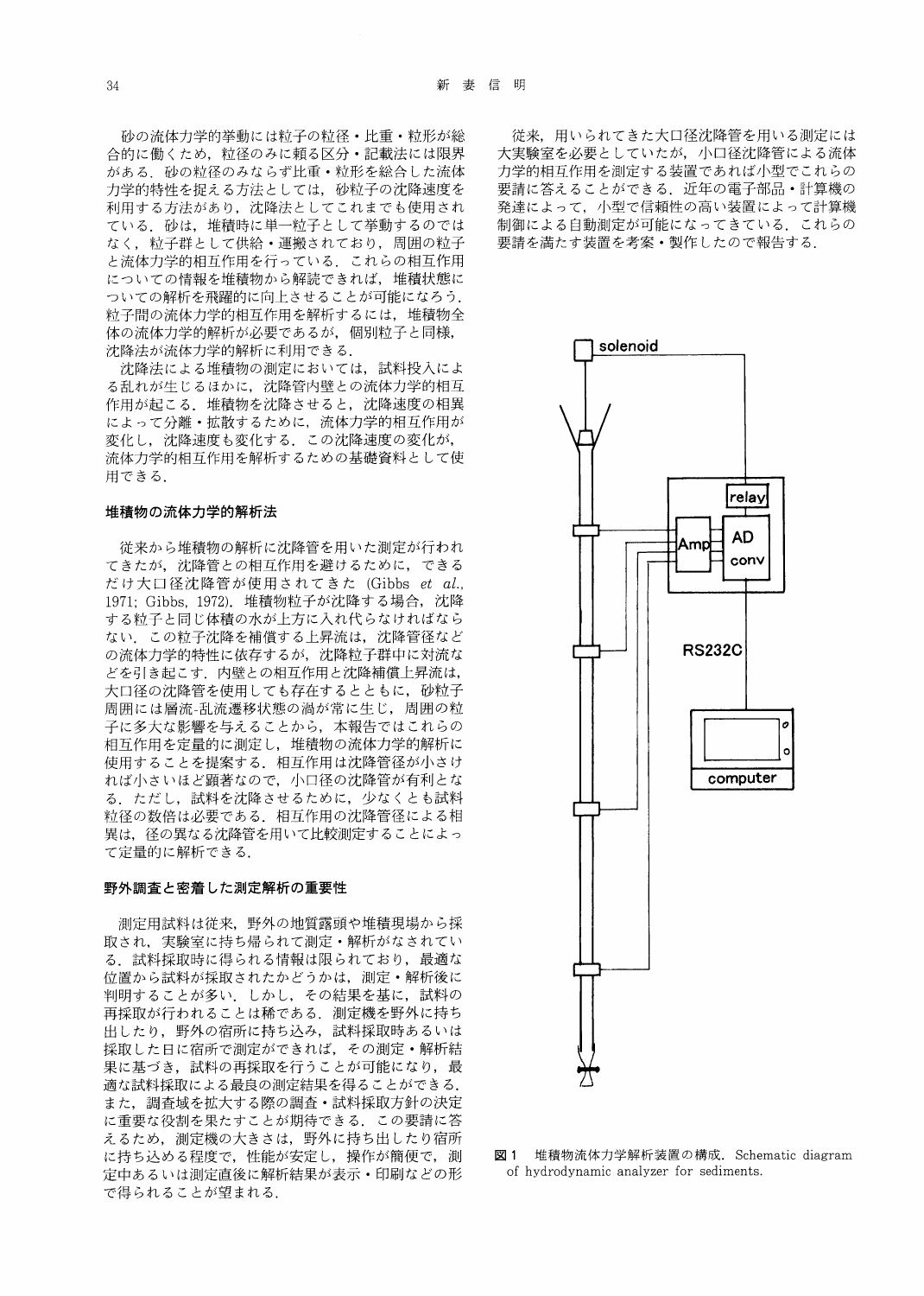砂の流体力学的挙動には粒子の粒径・比重・粒形が総合的に働くため，粒径のみに頼る区分・記載法には限界がある．砂の粒径のみならず比重・粒形を総合した流体力学的特性を捉える方法としては，砂粒子の沈降速度を利用する方法があり，沈降法としてこれまでも使用されている．砂は，堆積時に単一粒子として挙動するのではなく，粒子群として供給・運搬されており，周囲の粒子と流体力学的相互作用を行っている．これらの相互作用についての情報を堆積物から解読できれば，堆積状態についての解析を飛躍的に向上させることが可能になろう．粒子間の流体力学的相互作用を解析するには，堆積物全体の流体力学的解析が必要であるが，個別粒子と同様，沈降法が流体力学的解析に利用できる．

沈降法による堆積物の測定においては，試料投入による乱れが生じるほかに，沈降管内壁との流体力学的相互作用が起こる．堆積物を沈降させると，沈降速度の相異によって分離・拡散するために，流体力学的相互作用が変化し，沈降速度も変化する．この沈降速度の変化が，流体力学的相互作用を解析するための基礎資料として使用できる．

## 堆積物の流体力学的解析法

従来から堆積物の解析に沈降管を用いた測定が行われてきたが，沈降管との相互作用を避けるために，できるだけ大口径沈降管が使用されてきた（Gibbs *et al.*, 1971; Gibbs, 1972）．堆積物粒子が沈降する場合，沈降する粒子と同じ体積の水が上方に入れ代らなければならない．この粒子沈降を補償する上昇流は，沈降管径などの流体力学的特性に依存するが，沈降粒子群中に対流などを引き起こす．内壁との相互作用と沈降補償上昇流は，大口径の沈降管を使用しても存在するとともに，砂粒子周囲には層流-乱流遷移状態の渦が常に生じ，周囲の粒子に多大な影響を与えることから，本報告ではこれらの相互作用を定量的に測定し，堆積物の流体力学的解析に使用することを提案する．相互作用は沈降管径が小さければ小さいほど顕著なので，小口径の沈降管が有利となる．ただし，試料を沈降させるために，少なくとも試料粒径の数倍は必要である．相互作用の沈降管径による相異は，径の異なる沈降管を用いて比較測定することによって定量的に解析できる．

## 野外調査と密着した測定解析の重要性

測定用試料は従来，野外の地質露頭や堆積現場から採取され，実験室に持ち帰られて測定・解析がなされている．試料採取時に得られる情報は限られており，最適な位置から試料が採取されたかどうかは，測定・解析後に判明することが多い．しかし，その結果を基に，試料の再採取が行われることは稀である．測定機を野外に持ち出したり，野外の宿所に持ち込み，試料採取時あるいは採取した日に宿所で測定ができれば，その測定・解析結果に基づき，試料の再採取を行うことが可能になり，最適な試料採取による最良の測定結果を得ることができる．また，調査域を拡大する際の調査・試料採取方針の決定に重要な役割を果たすことが期待できる．この要請に答えるため，測定機の大きさは，野外に持ち出したり宿所に持ち込める程度で，性能が安定し，操作が簡便で，測定中あるいは測定直後に解析結果が表示・印刷などの形で得られることが望まれる．

従来，用いられてきた大口径沈降管を用いる測定には大実験室を必要としていたが，小口径沈降管による流体力学的相互作用を測定する装置であれば小型でこれらの要請に答えることができる．近年の電子部品・計算機の発達によって，小型で信頼性の高い装置によって計算機制御による自動測定が可能になってきている．これらの要請を満たす装置を考案・製作したので報告する．

図1　堆積物流体力学解析装置の構成．Schematic diagram of hydrodynamic analyzer for sediments.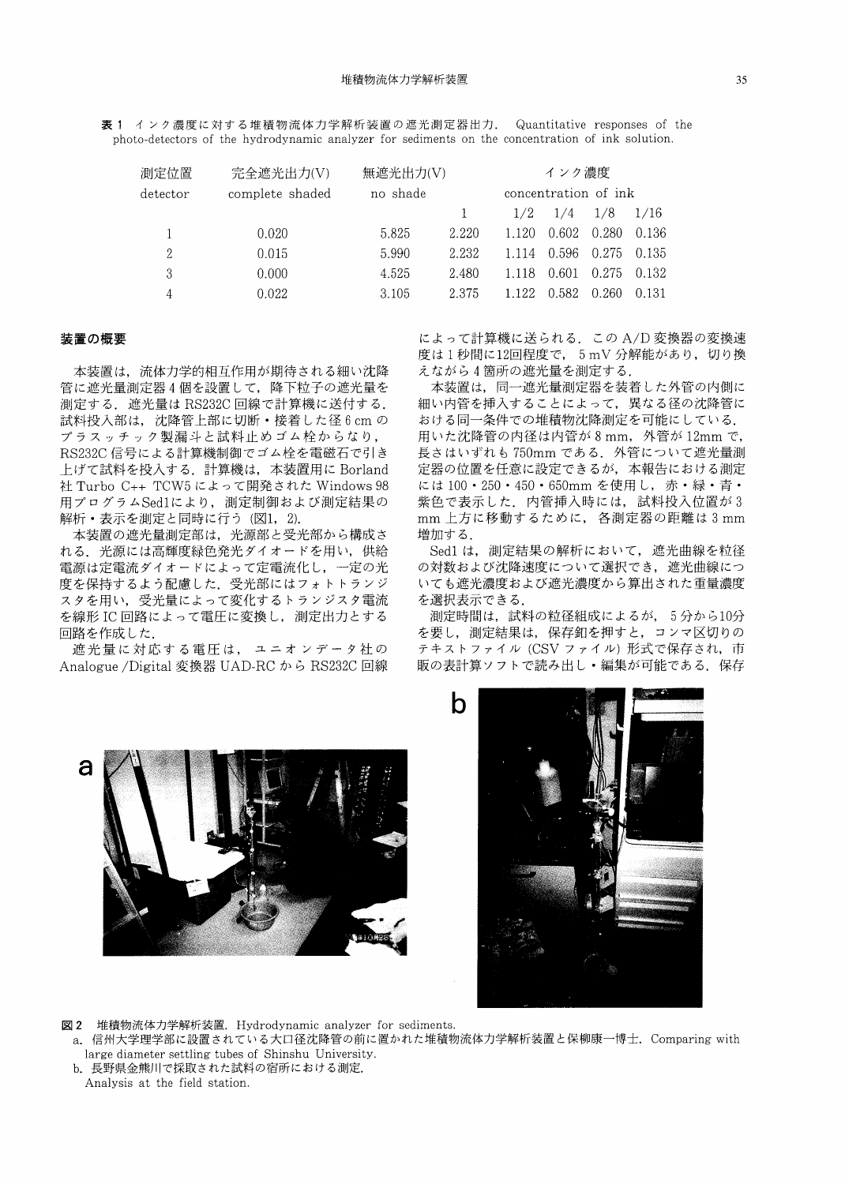**表 1** インク濃度に対する堆積物流体力学解析装置の遮光測定器出力. Quantitative responses of the photo-detectors of the hydrodynamic analyzer for sediments on the concentration of ink solution.

| 測定位置 | 完全遮光出力(V) | 無遮光出力(V) | インク濃度 | | | | |
|---|---|---|---|---|---|---|---|
| detector | complete shaded | no shade | concentration of ink | | | | |
| | | | 1 | 1/2 | 1/4 | 1/8 | 1/16 |
| 1 | 0.020 | 5.825 | 2.220 | 1.120 | 0.602 | 0.280 | 0.136 |
| 2 | 0.015 | 5.990 | 2.232 | 1.114 | 0.596 | 0.275 | 0.135 |
| 3 | 0.000 | 4.525 | 2.480 | 1.118 | 0.601 | 0.275 | 0.132 |
| 4 | 0.022 | 3.105 | 2.375 | 1.122 | 0.582 | 0.260 | 0.131 |

## 装置の概要

本装置は，流体力学的相互作用が期待される細い沈降管に遮光量測定器 4 個を設置して，降下粒子の遮光量を測定する．遮光量は RS232C 回線で計算機に送付する．試料投入部は，沈降管上部に切断・接着した径 6 cm のプラスッチック製漏斗と試料止めゴム栓からなり，RS232C 信号による計算機制御でゴム栓を電磁石で引き上げて試料を投入する．計算機は，本装置用に Borland 社 Turbo C++ TCW5 によって開発された Windows 98 用プログラムSed1により，測定制御および測定結果の解析・表示を測定と同時に行う (図1, 2).

本装置の遮光量測定部は，光源部と受光部から構成される．光源には高輝度緑色発光ダイオードを用い，供給電源は定電流ダイオードによって定電流化し，一定の光度を保持するよう配慮した．受光部にはフォトトランジスタを用い，受光量によって変化するトランジスタ電流を線形 IC 回路によって電圧に変換し，測定出力とする回路を作成した．

遮光量に対応する電圧は，ユニオンデータ社の Analogue /Digital 変換器 UAD-RC から RS232C 回線によって計算機に送られる．この A/D 変換器の変換速度は 1 秒間に12回程度で，5 mV 分解能があり，切り換えながら 4 箇所の遮光量を測定する．

本装置は，同一遮光量測定器を装着した外管の内側に細い内管を挿入することによって，異なる径の沈降管における同一条件での堆積物沈降測定を可能にしている．用いた沈降管の内径は内管が 8 mm，外管が 12mm で，長さはいずれも 750mm である．外管について遮光量測定器の位置を任意に設定できるが，本報告における測定には 100・250・450・650mm を使用し，赤・緑・青・紫色で表示した．内管挿入時には，試料投入位置が 3 mm 上方に移動するために，各測定器の距離は 3 mm 増加する．

Sed1 は，測定結果の解析において，遮光曲線を粒径の対数および沈降速度について選択でき，遮光曲線についても遮光濃度および遮光濃度から算出された重量濃度を選択表示できる．

測定時間は，試料の粒径組成によるが，5 分から10分を要し，測定結果は，保存釦を押すと，コンマ区切りのテキストファイル (CSV ファイル) 形式で保存され，市販の表計算ソフトで読み出し・編集が可能である．保存

**図 2** 堆積物流体力学解析装置. Hydrodynamic analyzer for sediments.

a. 信州大学理学部に設置されている大口径沈降管の前に置かれた堆積物流体力学解析装置と保柳康一博士. Comparing with large diameter settling tubes of Shinshu University.

b. 長野県金熊川で採取された試料の宿所における測定. Analysis at the field station.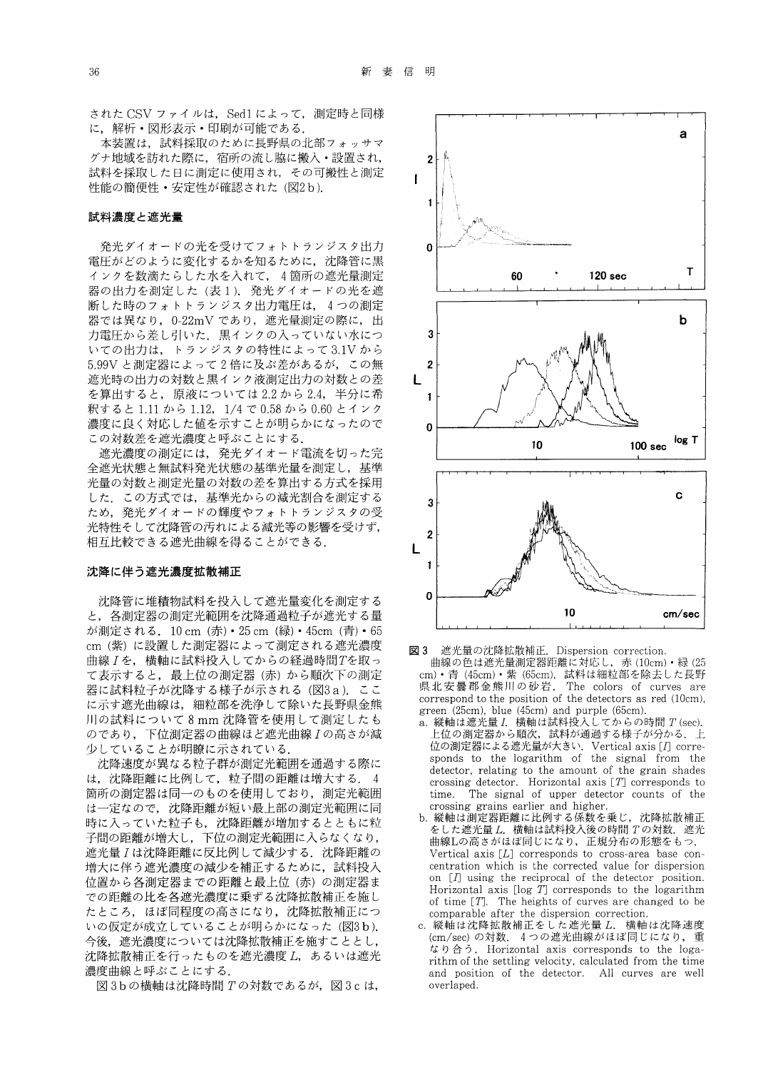されたCSVファイルは，Sed1によって，測定時と同様に，解析・図形表示・印刷が可能である．

本装置は，試料採取のために長野県の北部フォッサマグナ地域を訪れた際に，宿所の流し脇に搬入・設置され，試料を採取した日に測定に使用され，その可搬性と測定性能の簡便性・安定性が確認された（図2 b）．

## 試料濃度と遮光量

発光ダイオードの光を受けてフォトトランジスタ出力電圧がどのように変化するかを知るために，沈降管に黒インクを数滴たらした水を入れて，4箇所の遮光量測定器の出力を測定した（表1）．発光ダイオードの光を遮断した時のフォトトランジスタ出力電圧は，4つの測定器では異なり，0-22mVであり，遮光量測定の際に，出力電圧から差し引いた．黒インクの入っていない水についての出力は，トランジスタの特性によって3.1Vから5.99Vと測定器によって2倍に及ぶ差があるが，この無遮光時の出力の対数と黒インク液測定出力の対数との差を算出すると，原液については2.2から2.4，半分に希釈すると1.11から1.12，1/4で0.58から0.60とインク濃度に良く対応した値を示すことが明らかになったのでこの対数差を遮光濃度と呼ぶことにする．

遮光濃度の測定には，発光ダイオード電流を切った完全遮光状態と無試料発光状態の基準光量を測定し，基準光量の対数と測定光量の対数の差を算出する方式を採用した．この方式では，基準光からの減光割合を測定するため，発光ダイオードの輝度やフォトトランジスタの受光特性そして沈降管の汚れによる減光等の影響を受けず，相互比較できる遮光曲線を得ることができる．

## 沈降に伴う遮光濃度拡散補正

沈降管に堆積物試料を投入して遮光量変化を測定すると，各測定器の測定光範囲を沈降通過粒子が遮光する量が測定される．10 cm（赤）・25 cm（緑）・45cm（青）・65 cm（紫）に設置した測定器によって測定される遮光濃度曲線 $I$ を，横軸に試料投入してからの経過時間 $T$ を取って表示すると，最上位の測定器（赤）から順次下の測定器に試料粒子が沈降する様子が示される（図3 a）．ここに示す遮光曲線は，細粒部を洗浄して除いた長野県金熊川の試料について8 mm沈降管を使用して測定したものであり，下位測定器の曲線ほど遮光曲線 $I$ の高さが減少していることが明瞭に示されている．

沈降速度が異なる粒子群が測定光範囲を通過する際には，沈降距離に比例して，粒子間の距離は増大する．4箇所の測定器は同一のものを使用しており，測定光範囲は一定なので，沈降距離が短い最上部の測定光範囲に同時に入っていた粒子も，沈降距離が増加するとともに粒子間の距離が増大し，下位の測定光範囲に入らなくなり，遮光量 $I$ は沈降距離に反比例して減少する．沈降距離の増大に伴う遮光濃度の減少を補正するために，試料投入位置から各測定器までの距離と最上位（赤）の測定器までの距離の比を各遮光濃度に乗ずる沈降拡散補正を施したところ，ほぼ同程度の高さになり，沈降拡散補正についの仮定が成立していることが明らかになった（図3 b）．今後，遮光濃度については沈降拡散補正を施すこととし，沈降拡散補正を行ったものを遮光濃度 $L$，あるいは遮光濃度曲線と呼ぶことにする．

図3 bの横軸は沈降時間 $T$ の対数であるが，図3 cは，

**図3** 遮光量の沈降拡散補正．Dispersion correction.
曲線の色は遮光量測定器距離に対応し，赤（10cm）・緑（25 cm）・青（45cm）・紫（65cm）．試料は細粒部を除去した長野県北安曇郡金熊川の砂岩．The colors of curves are correspond to the position of the detectors as red (10cm), green (25cm), blue (45cm) and purple (65cm).

a. 縦軸は遮光量 $I$．横軸は試料投入してからの時間 $T$ (sec)．上位の測定器から順次，試料が通過する様子が分かる．上位の測定器による遮光量が大きい．Vertical axis [$I$] corresponds to the logarithm of the signal from the detector, relating to the amount of the grain shades crossing detector. Horizontal axis [$T$] corresponds to time. The signal of upper detector counts of the crossing grains earlier and higher.

b. 縦軸は測定器距離に比例する係数を乗じ，沈降拡散補正をした遮光量 $L$．横軸は試料投入後の時間 $T$ の対数．遮光曲線Lの高さがほぼ同じになり，正規分布の形態をもつ．Vertical axis [$L$] corresponds to cross-area base concentration which is the corrected value for dispersion on [$I$] using the reciprocal of the detector position. Horizontal axis [log $T$] corresponds to the logarithm of time [$T$]. The heights of curves are changed to be comparable after the dispersion correction.

c. 縦軸は沈降拡散補正をした遮光量 $L$．横軸は沈降速度 (cm/sec) の対数．4つの遮光曲線がほぼ同じになり，重なり合う．Horizontal axis corresponds to the logarithm of the settling velocity, calculated from the time and position of the detector. All curves are well overlaped.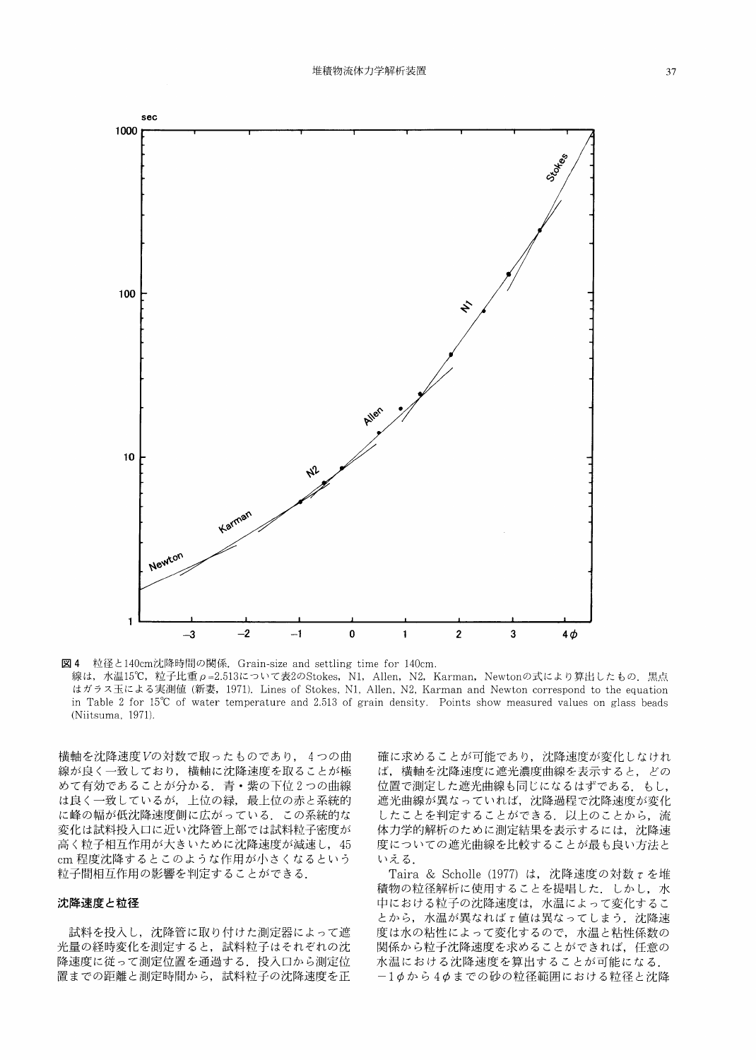**図4** 粒径と140cm沈降時間の関係. Grain-size and settling time for 140cm.
線は，水温15℃，粒子比重 $\rho$=2.513について表2のStokes, N1, Allen, N2, Karman, Newtonの式により算出したもの．黒点はガラス玉による実測値（新妻，1971）. Lines of Stokes, N1, Allen, N2, Karman and Newton correspond to the equation in Table 2 for 15℃ of water temperature and 2.513 of grain density. Points show measured values on glass beads (Niitsuma, 1971).

横軸を沈降速度 $V$ の対数で取ったものであり，4つの曲線が良く一致しており，横軸に沈降速度を取ることが極めて有効であることが分かる．青・紫の下位2つの曲線は良く一致しているが，上位の緑，最上位の赤と系統的に峰の幅が低沈降速度側に広がっている．この系統的な変化は試料投入口に近い沈降管上部では試料粒子密度が高く粒子相互作用が大きいために沈降速度が減速し，45 cm 程度沈降するとこのような作用が小さくなるという粒子間相互作用の影響を判定することができる．

## 沈降速度と粒径

試料を投入し，沈降管に取り付けた測定器によって遮光量の経時変化を測定すると，試料粒子はそれぞれの沈降速度に従って測定位置を通過する．投入口から測定位置までの距離と測定時間から，試料粒子の沈降速度を正確に求めることが可能であり，沈降速度が変化しなければ，横軸を沈降速度に遮光濃度曲線を表示すると，どの位置で測定した遮光曲線も同じになるはずである．もし，遮光曲線が異なっていれば，沈降過程で沈降速度が変化したことを判定することができる．以上のことから，流体力学的解析のために測定結果を表示するには，沈降速度についての遮光曲線を比較することが最も良い方法といえる．

Taira & Scholle (1977) は，沈降速度の対数 $\tau$ を堆積物の粒径解析に使用することを提唱した．しかし，水中における粒子の沈降速度は，水温によって変化することから，水温が異なれば $\tau$ 値は異なってしまう．沈降速度は水の粘性によって変化するので，水温と粘性係数の関係から粒子沈降速度を求めることができれば，任意の水温における沈降速度を算出することが可能になる．$-1\phi$ から $4\phi$ までの砂の粒径範囲における粒径と沈降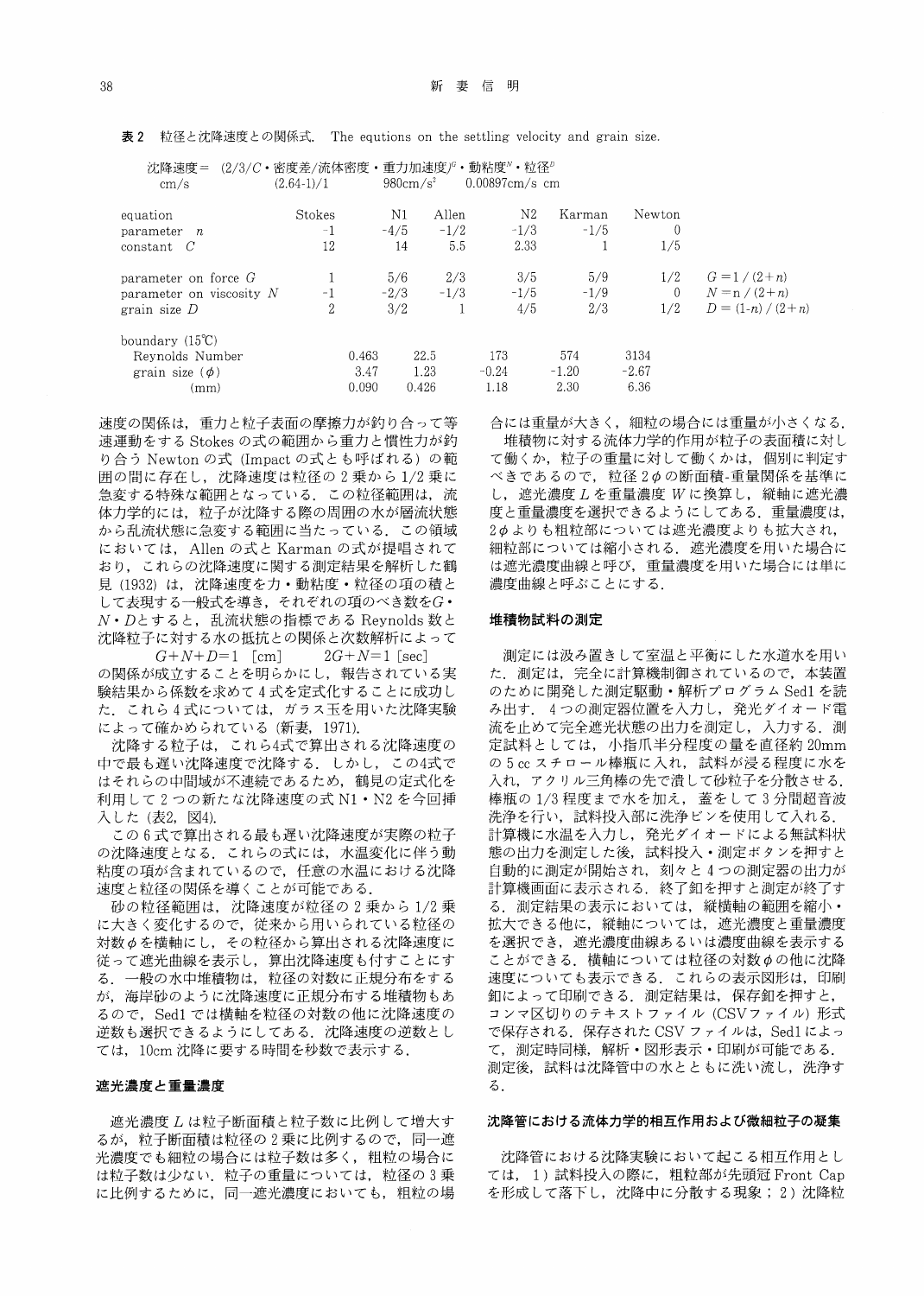**表 2**　粒径と沈降速度との関係式．The equtions on the settling velocity and grain size.

沈降速度＝ (2/3/*C*・密度差/流体密度・重力加速度)$^{G}$・動粘度$^{N}$・粒径$^{D}$
cm/s　　(2.64-1)/1　　980cm/s$^2$　　0.00897cm/s cm

| equation | Stokes | | N1 | | Allen | | N2 | | Karman | | Newton | |
|---|---|---|---|---|---|---|---|---|---|---|---|---|
| parameter *n* | −1 | | −4/5 | | −1/2 | | −1/3 | | −1/5 | | 0 | |
| constant *C* | 12 | | 14 | | 5.5 | | 2.33 | | 1 | | 1/5 | |
| parameter on force *G* | 1 | | 5/6 | | 2/3 | | 3/5 | | 5/9 | | 1/2 | $G=1/(2+n)$ |
| parameter on viscosity *N* | −1 | | −2/3 | | −1/3 | | −1/5 | | −1/9 | | 0 | $N=n/(2+n)$ |
| grain size *D* | 2 | | 3/2 | | 1 | | 4/5 | | 2/3 | | 1/2 | $D=(1-n)/(2+n)$ |
| boundary (15℃) | | | | | | | | | | | | |
| Reynolds Number | | 0.463 | | 22.5 | | 173 | | 574 | | 3134 | | |
| grain size (*φ*) | | 3.47 | | 1.23 | | −0.24 | | −1.20 | | −2.67 | | |
| (mm) | | 0.090 | | 0.426 | | 1.18 | | 2.30 | | 6.36 | | |

速度の関係は，重力と粒子表面の摩擦力が釣り合って等速運動をする Stokes の式の範囲から重力と慣性力が釣り合う Newton の式 (Impact の式とも呼ばれる) の範囲の間に存在し，沈降速度は粒径の 2 乗から 1/2 乗に急変する特殊な範囲となっている．この粒径範囲は，流体力学的には，粒子が沈降する際の周囲の水が層流状態から乱流状態に急変する範囲に当たっている．この領域においては，Allen の式と Karman の式が提唱されており，これらの沈降速度に関する測定結果を解析した鶴見 (1932) は，沈降速度を力・動粘度・粒径の項の積として表現する一般式を導き，それぞれの項のべき数を*G*・*N*・*D*とすると，乱流状態の指標である Reynolds 数と沈降粒子に対する水の抵抗との関係と次数解析によって

$$G+N+D=1\ \text{[cm]} \qquad 2G+N=1\ \text{[sec]}$$

の関係が成立することを明らかにし，報告されている実験結果から係数を求めて 4 式を定式化することに成功した．これら 4 式については，ガラス玉を用いた沈降実験によって確かめられている (新妻，1971)．

沈降する粒子は，これら4式で算出される沈降速度の中で最も遅い沈降速度で沈降する．しかし，この4式ではそれらの中間域が不連続であるため，鶴見の定式化を利用して 2 つの新たな沈降速度の式 N1・N2 を今回挿入した (表2，図4)．

この 6 式で算出される最も遅い沈降速度が実際の粒子の沈降速度となる．これらの式には，水温変化に伴う動粘度の項が含まれているので，任意の水温における沈降速度と粒径の関係を導くことが可能である．

砂の粒径範囲は，沈降速度が粒径の 2 乗から 1/2 乗に大きく変化するので，従来から用いられている粒径の対数*φ*を横軸にし，その粒径から算出される沈降速度に従って遮光曲線を表示し，算出沈降速度も付すことにする．一般の水中堆積物は，粒径の対数に正規分布をするが，海岸砂のように沈降速度に正規分布する堆積物もあるので，Sed1 では横軸を粒径の対数の他に沈降速度の逆数も選択できるようにしてある．沈降速度の逆数としては，10cm 沈降に要する時間を秒数で表示する．

## 遮光濃度と重量濃度

遮光濃度 *L* は粒子断面積と粒子数に比例して増大するが，粒子断面積は粒径の 2 乗に比例するので，同一遮光濃度でも細粒の場合には粒子数は多く，粗粒の場合には粒子数は少ない．粒子の重量については，粒径の 3 乗に比例するために，同一遮光濃度においても，粗粒の場合には重量が大きく，細粒の場合には重量が小さくなる．

堆積物に対する流体力学的作用が粒子の表面積に対して働くか，粒子の重量に対して働くかは，個別に判定すべきであるので，粒径 2*φ* の断面積-重量関係を基準にし，遮光濃度 *L* を重量濃度 *W* に換算し，縦軸に遮光濃度と重量濃度を選択できるようにしてある．重量濃度は，2*φ* よりも粗粒部については遮光濃度よりも拡大され，細粒部については縮小される．遮光濃度を用いた場合には遮光濃度曲線と呼び，重量濃度を用いた場合には単に濃度曲線と呼ぶことにする．

## 堆積物試料の測定

測定には汲み置きして室温と平衡にした水道水を用いた．測定は，完全に計算機制御されているので，本装置のために開発した測定駆動・解析プログラム Sed1 を読み出す．4 つの測定器位置を入力し，発光ダイオード電流を止めて完全遮光状態の出力を測定し，入力する．測定試料としては，小指爪半分程度の量を直径約 20mm の 5 cc スチロール棒瓶に入れ，試料が浸る程度に水を入れ，アクリル三角棒の先で潰して砂粒子を分散させる．棒瓶の 1/3 程度まで水を加え，蓋をして 3 分間超音波洗浄を行い，試料投入部に洗浄ビンを使用して入れる．計算機に水温を入力し，発光ダイオードによる無試料状態の出力を測定した後，試料投入・測定ボタンを押すと自動的に測定が開始され，刻々と 4 つの測定器の出力が計算機画面に表示される．終了釦を押すと測定が終了する．測定結果の表示においては，縦横軸の範囲を縮小・拡大できる他に，縦軸については，遮光濃度と重量濃度を選択でき，遮光濃度曲線あるいは濃度曲線を表示することができる．横軸については粒径の対数*φ*の他に沈降速度についても表示できる．これらの表示図形は，印刷釦によって印刷できる．測定結果は，保存釦を押すと，コンマ区切りのテキストファイル (CSVファイル) 形式で保存される．保存された CSV ファイルは，Sed1 によって，測定時同様，解析・図形表示・印刷が可能である．測定後，試料は沈降管中の水とともに洗い流し，洗浄する．

## 沈降管における流体力学的相互作用および微細粒子の凝集

沈降管における沈降実験において起こる相互作用としては，1) 試料投入の際に，粗粒部が先頭冠 Front Cap を形成して落下し，沈降中に分散する現象；2) 沈降粒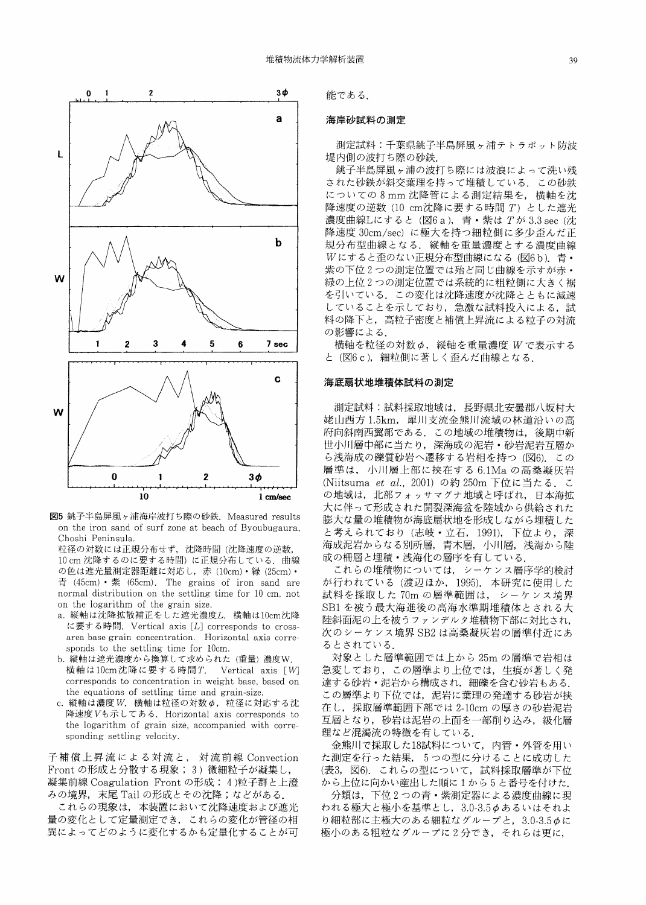図5 銚子半島屏風ヶ浦海岸波打ち際の砂鉄．Measured results on the iron sand of surf zone at beach of Byoubugaura, Choshi Peninsula.
粒径の対数には正規分布せず，沈降時間（沈降速度の逆数，10 cm 沈降するのに要する時間）に正規分布している．曲線の色は遮光量測定器距離に対応し，赤（10cm）・緑（25cm）・青（45cm）・紫（65cm）．The grains of iron sand are normal distribution on the settling time for 10 cm, not on the logarithm of the grain size.

a. 縦軸は沈降拡散補正をした遮光濃度$L$．横軸は10cm沈降に要する時間．Vertical axis [$L$] corresponds to cross-area base grain concentration. Horizontal axis corresponds to the settling time for 10cm.
b. 縦軸は遮光濃度から換算して求められた（重量）濃度W．横軸は10cm沈降に要する時間$T$. Vertical axis [$W$] corresponds to concentration in weight base, based on the equations of settling time and grain-size.
c. 縦軸は濃度$W$．横軸は粒径の対数$\phi$，粒径に対応する沈降速度$V$も示してある．Horizontal axis corresponds to the logarithm of grain size, accompanied with corresponding settling velocity.

子補償上昇流による対流と，対流前線 Convection Front の形成と分散する現象；3）微細粒子が凝集し，凝集前線 Coagulation Front の形成；4）粒子群と上澄みの境界，末尾 Tail の形成とその沈降；などがある．

これらの現象は，本装置において沈降速度および遮光量の変化として定量測定でき，これらの変化が管径の相異によってどのように変化するかも定量化することが可能である．

## 海岸砂試料の測定

測定試料：千葉県銚子半島屏風ヶ浦テトラポット防波堤内側の波打ち際の砂鉄．

銚子半島屏風ヶ浦の波打ち際には波浪によって洗い残された砂鉄が斜交葉理を持って堆積している．この砂鉄についての 8 mm 沈降管による測定結果を，横軸を沈降速度の逆数（10 cm沈降に要する時間 $T$）とした遮光濃度曲線Lにすると（図6 a），青・紫は $T$ が 3.3 sec（沈降速度 30cm/sec）に極大を持つ細粒側に多少歪んだ正規分布型曲線となる．縦軸を重量濃度とする濃度曲線 $W$ にすると歪のない正規分布型曲線になる（図6 b）．青・紫の下位 2 つの測定位置では殆ど同じ曲線を示すが赤・緑の上位 2 つの測定位置では系統的に粗粒側に大きく裾を引いている．この変化は沈降速度が沈降とともに減速していることを示しており，急激な試料投入による，試料の降下と，高粒子密度と補償上昇流による粒子の対流の影響による．

横軸を粒径の対数 $\phi$，縦軸を重量濃度 $W$ で表示すると（図6 c），細粒側に著しく歪んだ曲線となる．

## 海底扇状地堆積体試料の測定

測定試料：試料採取地域は，長野県北安曇郡八坂村大姥山西方 1.5km，犀川支流金熊川流域の林道沿いの高府向斜南西翼部である．この地域の堆積物は，後期中新世小川層中部に当たり，深海成の泥岩・砂岩泥岩互層から浅海成の礫質砂岩へ遷移する岩相を持つ（図6）．この層準は，小川層上部に挟在する 6.1Ma の高桑凝灰岩 (Niitsuma *et al.*, 2001) の約 250m 下位に当たる．この地域は，北部フォッサマグナ地域と呼ばれ，日本海拡大に伴って形成された開裂深海盆を陸域から供給された膨大な量の堆積物が海底扇状地を形成しながら埋積したと考えられており（志岐・立石，1991），下位より，深海成泥岩からなる別所層，青木層，小川層，浅海から陸成の柵層と埋積・浅海化の層序を有している．

これらの堆積物については，シーケンス層序学的検討が行われている（渡辺ほか，1995）．本研究に使用した試料を採取した 70m の層準範囲は，シーケンス境界 SB1 を被う最大海進後の高海水準期堆積体とされる大陸斜面泥の上を被うファンデルタ堆積物下部に対比され，次のシーケンス境界 SB2 は高桑凝灰岩の層準付近にあるとされている．

対象とした層準範囲では上から 25m の層準で岩相は急変しており，この層準より上位では，生痕が著しく発達する砂岩・泥岩から構成され，細礫を含む砂岩もある．この層準より下位では，泥岩に葉理の発達する砂岩が挟在し，採取層準範囲下部では 2-10cm の厚さの砂岩泥岩互層となり，砂岩は泥岩の上面を一部削り込み，級化層理など混濁流の特徴を有している．

金熊川で採取した18試料について，内管・外管を用いた測定を行った結果，5つの型に分けることに成功した（表3，図6）．これらの型について，試料採取層準が下位から上位に向かい産出した順に 1 から 5 と番号を付けた．

分類は，下位 2 つの青・紫測定器による濃度曲線に現われる極大と極小を基準とし，3.0-3.5 $\phi$ あるいはそれより細粒部に主極大のある細粒なグループと，3.0-3.5 $\phi$ に極小のある粗粒なグループに 2 分でき，それらは更に，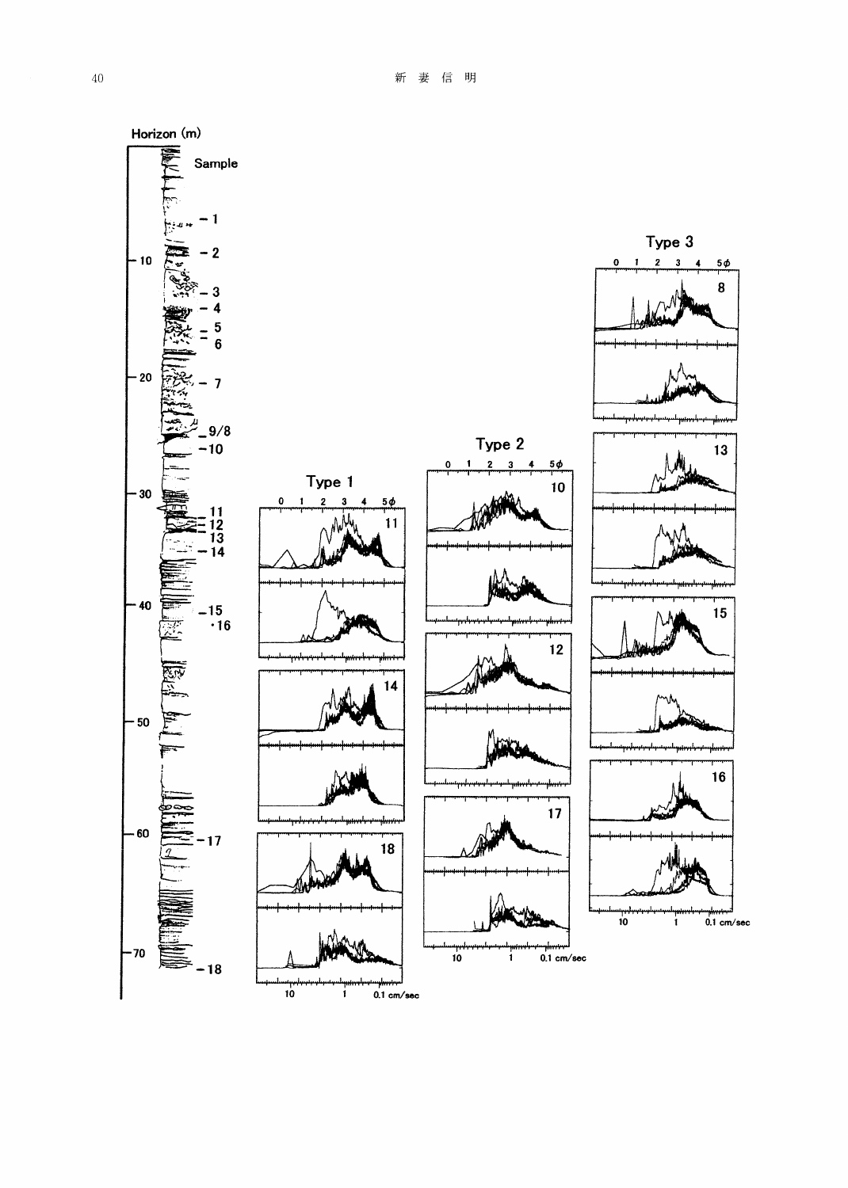Horizon (m)

Sample

- 1
- 2
- 3
- 4
- 5
- 6
- 7
- 9/8
- 10
- 11
- 12
- 13
- 14
- 15
- 16
- 17
- 18

10
20
30
40
50
60
70

Type 1

0 1 2 3 4 5φ

11

14

18

10 1 0.1 cm/sec

Type 2

0 1 2 3 4 5φ

10

12

17

10 1 0.1 cm/sec

Type 3

0 1 2 3 4 5φ

8

13

15

16

10 1 0.1 cm/sec